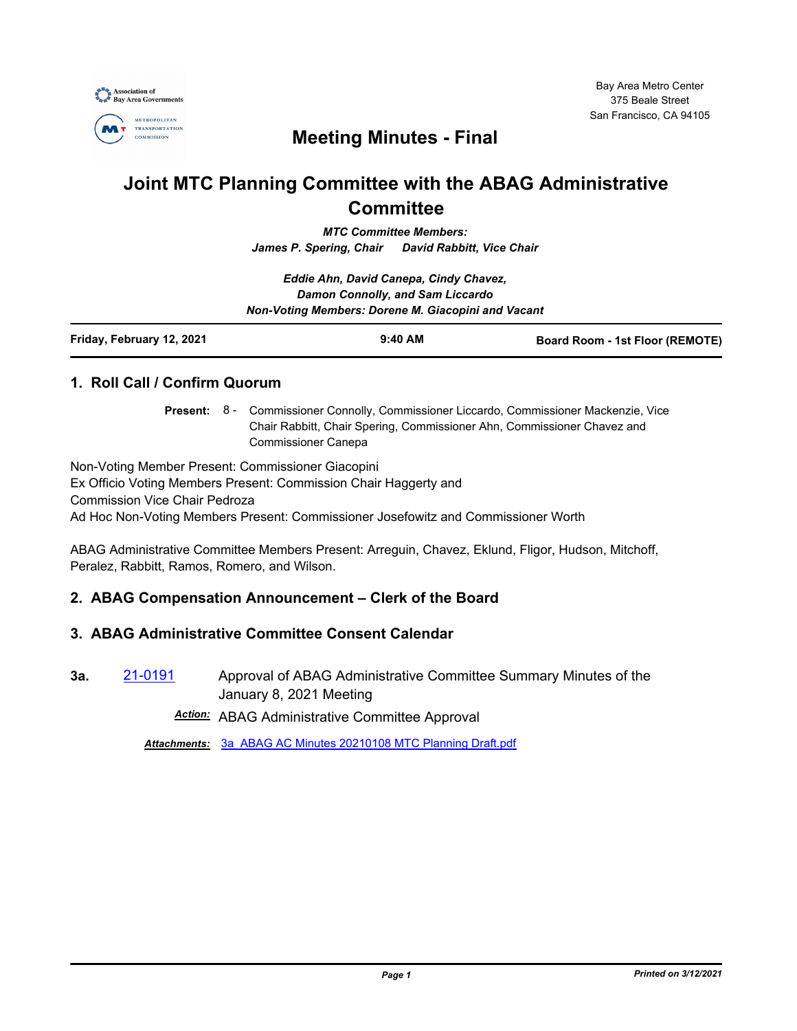Bay Area Metro Center
375 Beale Street
San Francisco, CA 94105

# Meeting Minutes - Final

# Joint MTC Planning Committee with the ABAG Administrative Committee

*MTC Committee Members:*
*James P. Spering, Chair David Rabbitt, Vice Chair*

*Eddie Ahn, David Canepa, Cindy Chavez,*
*Damon Connolly, and Sam Liccardo*
*Non-Voting Members: Dorene M. Giacopini and Vacant*

| Friday, February 12, 2021 | 9:40 AM | Board Room - 1st Floor (REMOTE) |
|---|---|---|

## 1. Roll Call / Confirm Quorum

**Present:** 8 - Commissioner Connolly, Commissioner Liccardo, Commissioner Mackenzie, Vice Chair Rabbitt, Chair Spering, Commissioner Ahn, Commissioner Chavez and Commissioner Canepa

Non-Voting Member Present: Commissioner Giacopini
Ex Officio Voting Members Present: Commission Chair Haggerty and Commission Vice Chair Pedroza
Ad Hoc Non-Voting Members Present: Commissioner Josefowitz and Commissioner Worth

ABAG Administrative Committee Members Present: Arreguin, Chavez, Eklund, Fligor, Hudson, Mitchoff, Peralez, Rabbitt, Ramos, Romero, and Wilson.

## 2. ABAG Compensation Announcement – Clerk of the Board

## 3. ABAG Administrative Committee Consent Calendar

**3a.** 21-0191 Approval of ABAG Administrative Committee Summary Minutes of the January 8, 2021 Meeting

***Action:*** ABAG Administrative Committee Approval

***Attachments:*** 3a_ABAG AC Minutes 20210108 MTC Planning Draft.pdf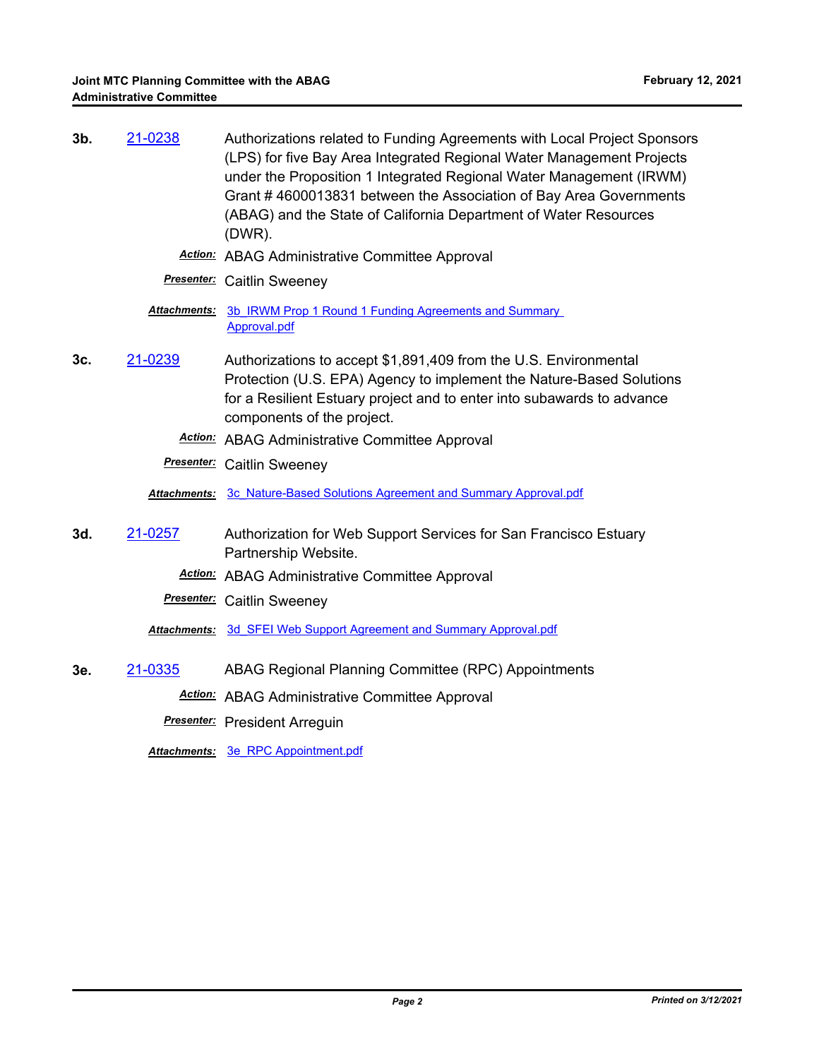**3b.** 21-0238 Authorizations related to Funding Agreements with Local Project Sponsors (LPS) for five Bay Area Integrated Regional Water Management Projects under the Proposition 1 Integrated Regional Water Management (IRWM) Grant # 4600013831 between the Association of Bay Area Governments (ABAG) and the State of California Department of Water Resources (DWR).

***Action:*** ABAG Administrative Committee Approval

***Presenter:*** Caitlin Sweeney

***Attachments:*** 3b_IRWM Prop 1 Round 1 Funding Agreements and Summary Approval.pdf

**3c.** 21-0239 Authorizations to accept $1,891,409 from the U.S. Environmental Protection (U.S. EPA) Agency to implement the Nature-Based Solutions for a Resilient Estuary project and to enter into subawards to advance components of the project.

***Action:*** ABAG Administrative Committee Approval

***Presenter:*** Caitlin Sweeney

***Attachments:*** 3c_Nature-Based Solutions Agreement and Summary Approval.pdf

**3d.** 21-0257 Authorization for Web Support Services for San Francisco Estuary Partnership Website.

***Action:*** ABAG Administrative Committee Approval

***Presenter:*** Caitlin Sweeney

***Attachments:*** 3d_SFEI Web Support Agreement and Summary Approval.pdf

**3e.** 21-0335 ABAG Regional Planning Committee (RPC) Appointments

***Action:*** ABAG Administrative Committee Approval

***Presenter:*** President Arreguin

***Attachments:*** 3e_RPC Appointment.pdf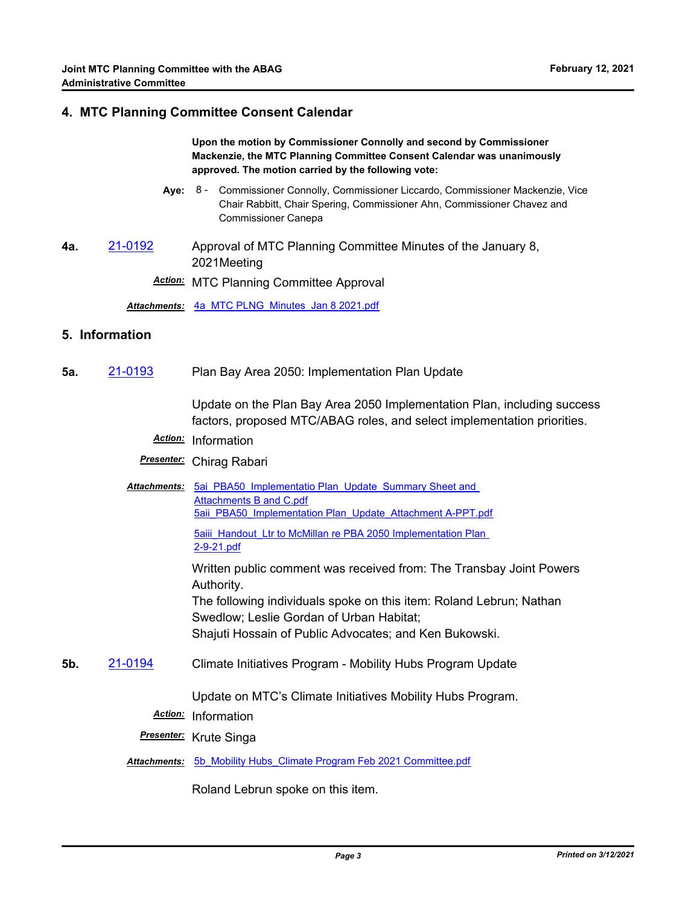## 4. MTC Planning Committee Consent Calendar

**Upon the motion by Commissioner Connolly and second by Commissioner Mackenzie, the MTC Planning Committee Consent Calendar was unanimously approved. The motion carried by the following vote:**

**Aye:** 8 - Commissioner Connolly, Commissioner Liccardo, Commissioner Mackenzie, Vice Chair Rabbitt, Chair Spering, Commissioner Ahn, Commissioner Chavez and Commissioner Canepa

**4a.** 21-0192 Approval of MTC Planning Committee Minutes of the January 8, 2021Meeting

***Action:*** MTC Planning Committee Approval

***Attachments:*** 4a_MTC PLNG_Minutes_Jan 8 2021.pdf

## 5. Information

**5a.** 21-0193 Plan Bay Area 2050: Implementation Plan Update

Update on the Plan Bay Area 2050 Implementation Plan, including success factors, proposed MTC/ABAG roles, and select implementation priorities.

***Action:*** Information

***Presenter:*** Chirag Rabari

***Attachments:*** 5ai_PBA50_Implementatio Plan_Update_Summary Sheet and Attachments B and C.pdf
5aii_PBA50_Implementation Plan_Update_Attachment A-PPT.pdf
5aiii_Handout_Ltr to McMillan re PBA 2050 Implementation Plan 2-9-21.pdf

Written public comment was received from: The Transbay Joint Powers Authority.
The following individuals spoke on this item: Roland Lebrun; Nathan Swedlow; Leslie Gordan of Urban Habitat;
Shajuti Hossain of Public Advocates; and Ken Bukowski.

**5b.** 21-0194 Climate Initiatives Program - Mobility Hubs Program Update

Update on MTC's Climate Initiatives Mobility Hubs Program.

***Action:*** Information

***Presenter:*** Krute Singa

***Attachments:*** 5b_Mobility Hubs_Climate Program Feb 2021 Committee.pdf

Roland Lebrun spoke on this item.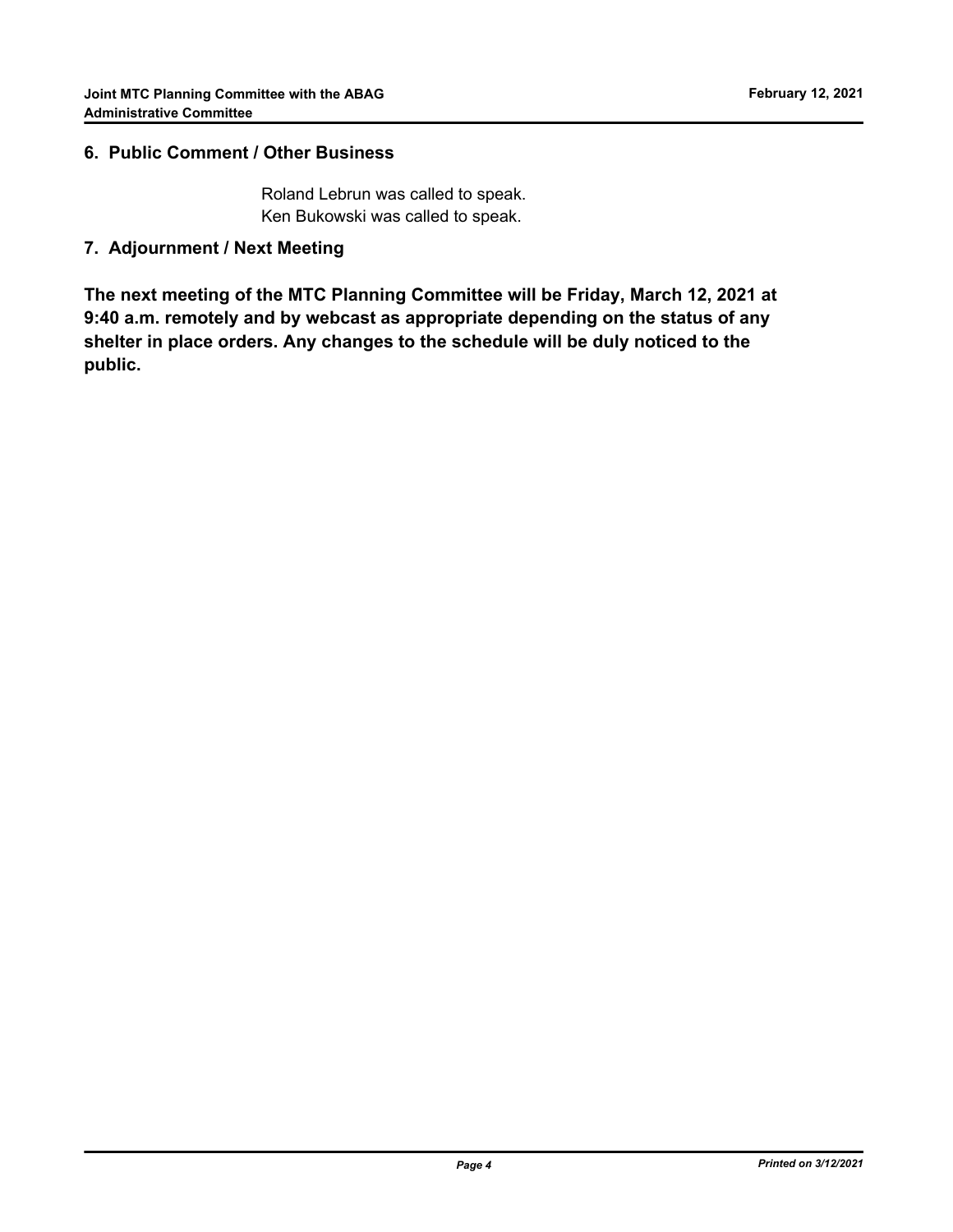## 6. Public Comment / Other Business

Roland Lebrun was called to speak.
Ken Bukowski was called to speak.

## 7. Adjournment / Next Meeting

**The next meeting of the MTC Planning Committee will be Friday, March 12, 2021 at 9:40 a.m. remotely and by webcast as appropriate depending on the status of any shelter in place orders. Any changes to the schedule will be duly noticed to the public.**